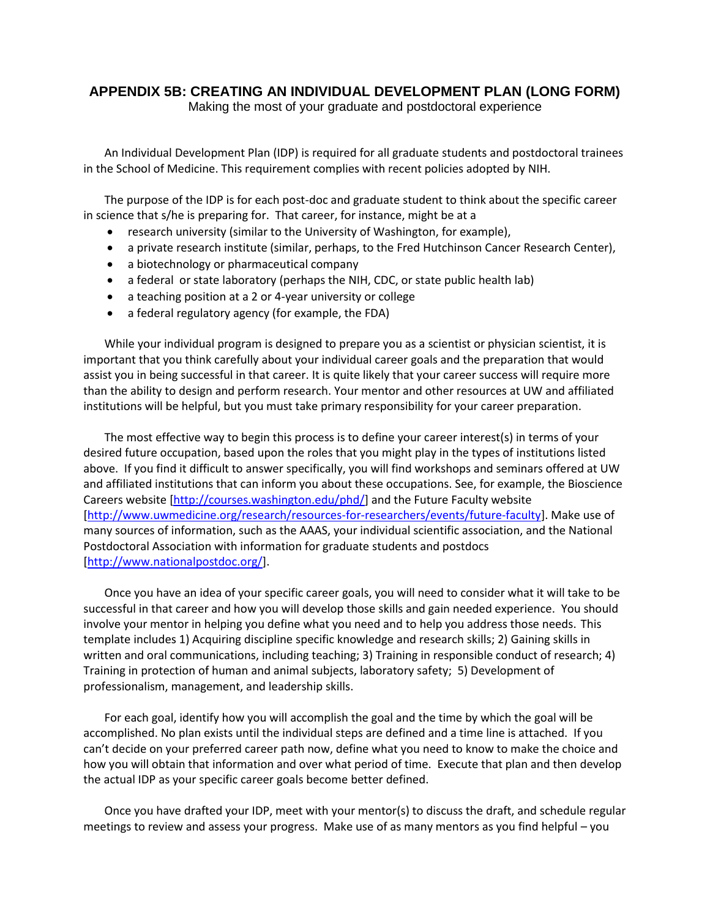# APPENDIX 5B: CREATING AN INDIVIDUAL DEVELOPMENT PLAN (LONG FORM)

Making the most of your graduate and postdoctoral experience

An Individual Development Plan (IDP) is required for all graduate students and postdoctoral trainees in the School of Medicine. This requirement complies with recent policies adopted by NIH.

The purpose of the IDP is for each post-doc and graduate student to think about the specific career in science that s/he is preparing for. That career, for instance, might be at a

- research university (similar to the University of Washington, for example),
- a private research institute (similar, perhaps, to the Fred Hutchinson Cancer Research Center),
- a biotechnology or pharmaceutical company
- a federal or state laboratory (perhaps the NIH, CDC, or state public health lab)
- a teaching position at a 2 or 4-year university or college
- a federal regulatory agency (for example, the FDA)

While your individual program is designed to prepare you as a scientist or physician scientist, it is important that you think carefully about your individual career goals and the preparation that would assist you in being successful in that career. It is quite likely that your career success will require more than the ability to design and perform research. Your mentor and other resources at UW and affiliated institutions will be helpful, but you must take primary responsibility for your career preparation.

The most effective way to begin this process is to define your career interest(s) in terms of your desired future occupation, based upon the roles that you might play in the types of institutions listed above. If you find it difficult to answer specifically, you will find workshops and seminars offered at UW and affiliated institutions that can inform you about these occupations. See, for example, the Bioscience Careers website [http://courses.washington.edu/phd/] and the Future Faculty website [http://www.uwmedicine.org/research/resources-for-researchers/events/future-faculty]. Make use of many sources of information, such as the AAAS, your individual scientific association, and the National Postdoctoral Association with information for graduate students and postdocs [http://www.nationalpostdoc.org/].

Once you have an idea of your specific career goals, you will need to consider what it will take to be successful in that career and how you will develop those skills and gain needed experience. You should involve your mentor in helping you define what you need and to help you address those needs. This template includes 1) Acquiring discipline specific knowledge and research skills; 2) Gaining skills in written and oral communications, including teaching; 3) Training in responsible conduct of research; 4) Training in protection of human and animal subjects, laboratory safety; 5) Development of professionalism, management, and leadership skills.

For each goal, identify how you will accomplish the goal and the time by which the goal will be accomplished. No plan exists until the individual steps are defined and a time line is attached. If you can't decide on your preferred career path now, define what you need to know to make the choice and how you will obtain that information and over what period of time. Execute that plan and then develop the actual IDP as your specific career goals become better defined.

Once you have drafted your IDP, meet with your mentor(s) to discuss the draft, and schedule regular meetings to review and assess your progress. Make use of as many mentors as you find helpful – you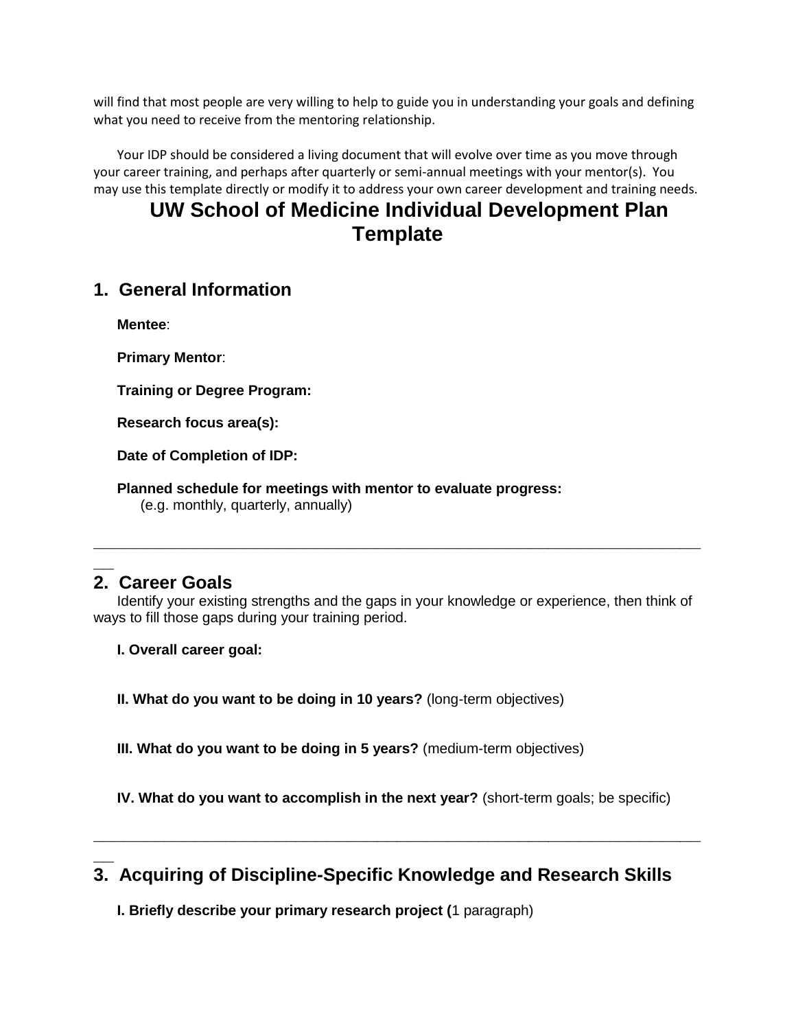will find that most people are very willing to help to guide you in understanding your goals and defining what you need to receive from the mentoring relationship.

Your IDP should be considered a living document that will evolve over time as you move through your career training, and perhaps after quarterly or semi-annual meetings with your mentor(s). You may use this template directly or modify it to address your own career development and training needs.

# UW School of Medicine Individual Development Plan Template

## 1. General Information

**Mentee**:

**Primary Mentor**:

**Training or Degree Program:**

**Research focus area(s):**

**Date of Completion of IDP:**

**Planned schedule for meetings with mentor to evaluate progress:**
(e.g. monthly, quarterly, annually)

---

## 2. Career Goals

Identify your existing strengths and the gaps in your knowledge or experience, then think of ways to fill those gaps during your training period.

**I. Overall career goal:**

**II. What do you want to be doing in 10 years?** (long-term objectives)

**III. What do you want to be doing in 5 years?** (medium-term objectives)

**IV. What do you want to accomplish in the next year?** (short-term goals; be specific)

---

## 3. Acquiring of Discipline-Specific Knowledge and Research Skills

**I. Briefly describe your primary research project (**1 paragraph)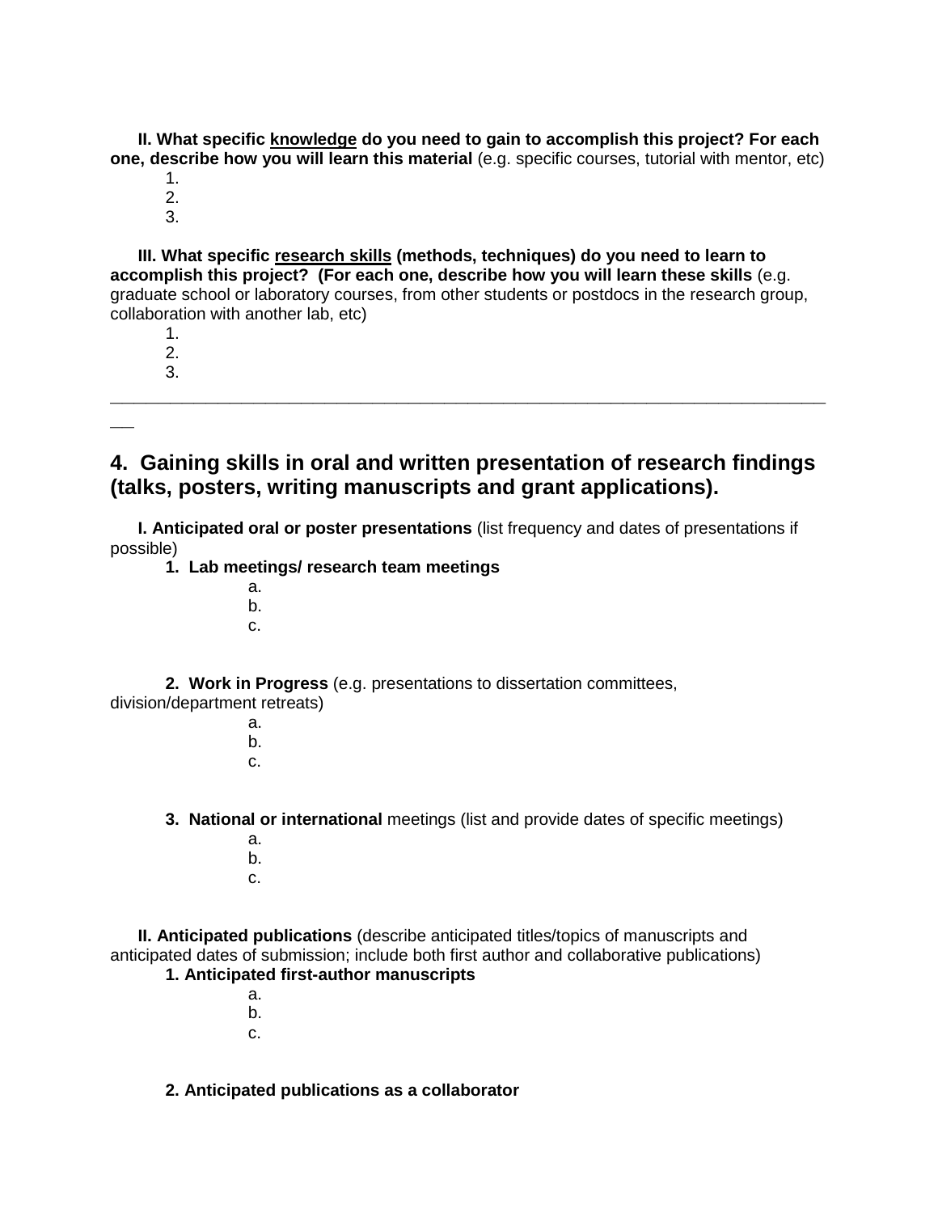**II. What specific <u>knowledge</u> do you need to gain to accomplish this project? For each one, describe how you will learn this material** (e.g. specific courses, tutorial with mentor, etc)

1.
2.
3.

**III. What specific <u>research skills</u> (methods, techniques) do you need to learn to accomplish this project? (For each one, describe how you will learn these skills** (e.g. graduate school or laboratory courses, from other students or postdocs in the research group, collaboration with another lab, etc)

1.
2.
3.

---

## 4. Gaining skills in oral and written presentation of research findings (talks, posters, writing manuscripts and grant applications).

**I. Anticipated oral or poster presentations** (list frequency and dates of presentations if possible)

**1. Lab meetings/ research team meetings**

a.
b.
c.

**2. Work in Progress** (e.g. presentations to dissertation committees, division/department retreats)

a.
b.
c.

**3. National or international** meetings (list and provide dates of specific meetings)

a.
b.
c.

**II. Anticipated publications** (describe anticipated titles/topics of manuscripts and anticipated dates of submission; include both first author and collaborative publications)

**1. Anticipated first-author manuscripts**

a.
b.
c.

**2. Anticipated publications as a collaborator**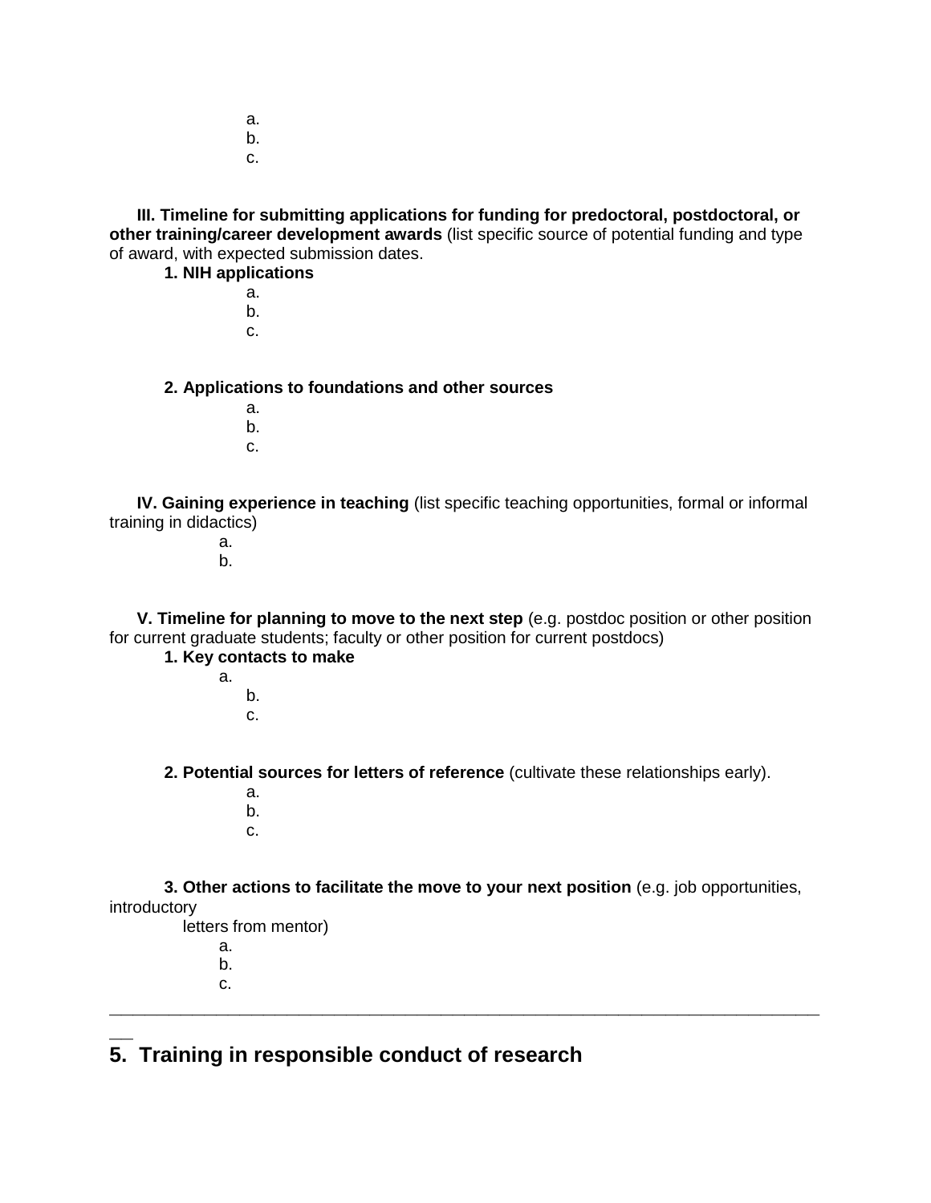a.
b.
c.

**III. Timeline for submitting applications for funding for predoctoral, postdoctoral, or other training/career development awards** (list specific source of potential funding and type of award, with expected submission dates.

**1. NIH applications**

a.
b.
c.

**2. Applications to foundations and other sources**

a.
b.
c.

**IV. Gaining experience in teaching** (list specific teaching opportunities, formal or informal training in didactics)

a.
b.

**V. Timeline for planning to move to the next step** (e.g. postdoc position or other position for current graduate students; faculty or other position for current postdocs)

**1. Key contacts to make**

a.
b.
c.

**2. Potential sources for letters of reference** (cultivate these relationships early).

a.
b.
c.

**3. Other actions to facilitate the move to your next position** (e.g. job opportunities, introductory letters from mentor)

a.
b.
c.

---

## 5. Training in responsible conduct of research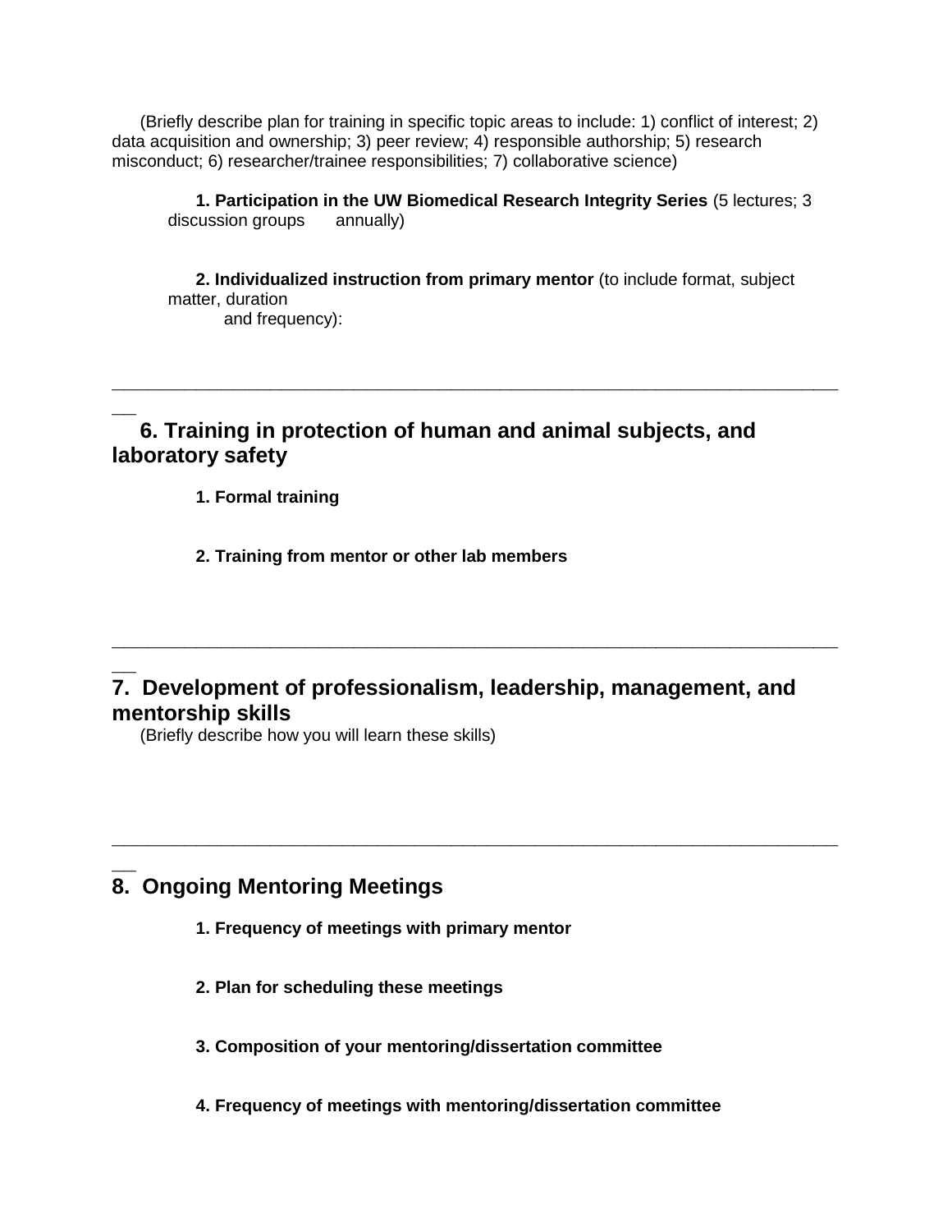(Briefly describe plan for training in specific topic areas to include: 1) conflict of interest; 2) data acquisition and ownership; 3) peer review; 4) responsible authorship; 5) research misconduct; 6) researcher/trainee responsibilities; 7) collaborative science)

1. **Participation in the UW Biomedical Research Integrity Series** (5 lectures; 3 discussion groups annually)

2. **Individualized instruction from primary mentor** (to include format, subject matter, duration and frequency):

---

## 6. Training in protection of human and animal subjects, and laboratory safety

**1. Formal training**

**2. Training from mentor or other lab members**

---

## 7. Development of professionalism, leadership, management, and mentorship skills

(Briefly describe how you will learn these skills)

---

## 8. Ongoing Mentoring Meetings

**1. Frequency of meetings with primary mentor**

**2. Plan for scheduling these meetings**

**3. Composition of your mentoring/dissertation committee**

**4. Frequency of meetings with mentoring/dissertation committee**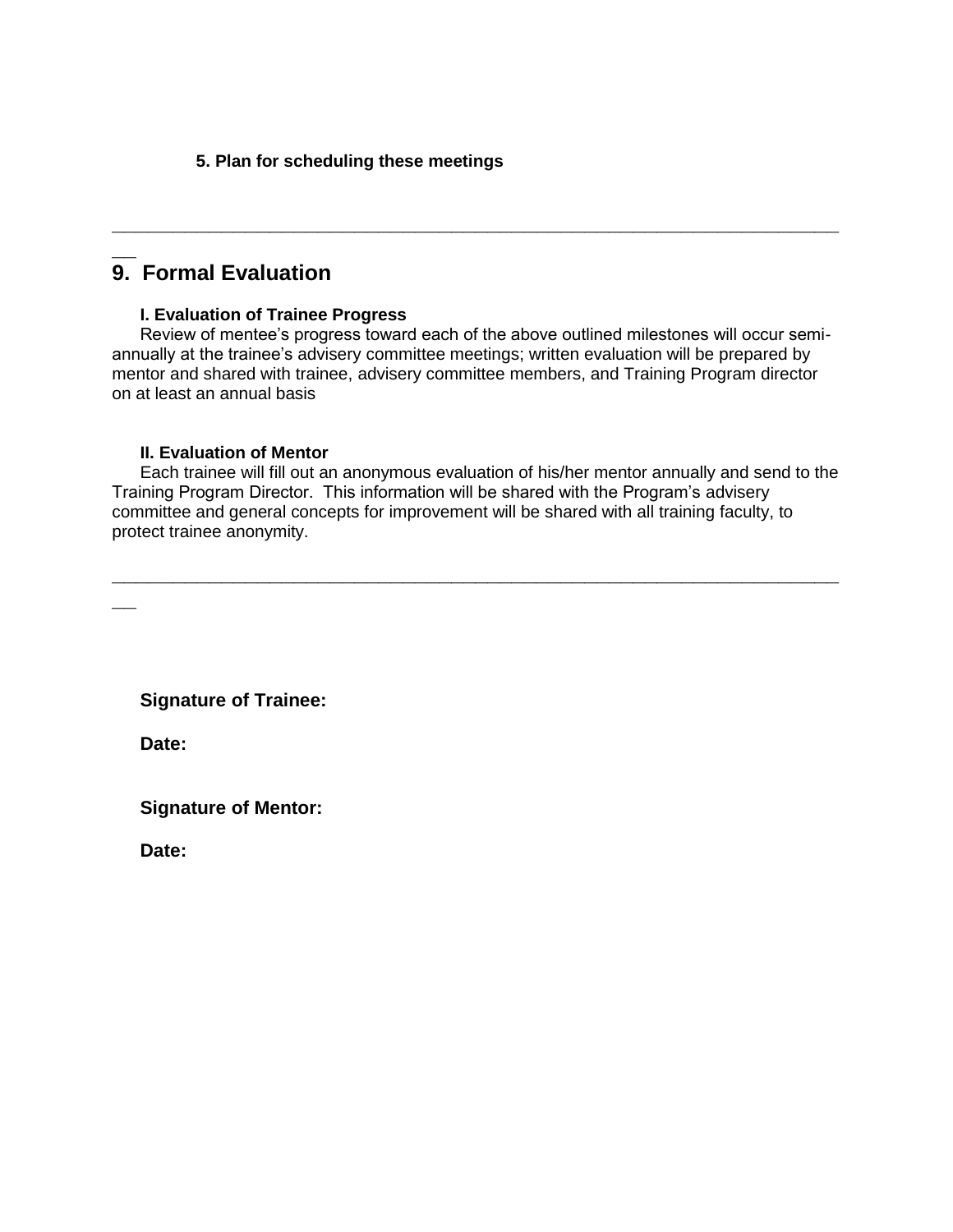**5. Plan for scheduling these meetings**

---

## 9. Formal Evaluation

**I. Evaluation of Trainee Progress**

Review of mentee's progress toward each of the above outlined milestones will occur semi-annually at the trainee's advisery committee meetings; written evaluation will be prepared by mentor and shared with trainee, advisery committee members, and Training Program director on at least an annual basis

**II. Evaluation of Mentor**

Each trainee will fill out an anonymous evaluation of his/her mentor annually and send to the Training Program Director. This information will be shared with the Program's advisery committee and general concepts for improvement will be shared with all training faculty, to protect trainee anonymity.

---

**Signature of Trainee:**

**Date:**

**Signature of Mentor:**

**Date:**